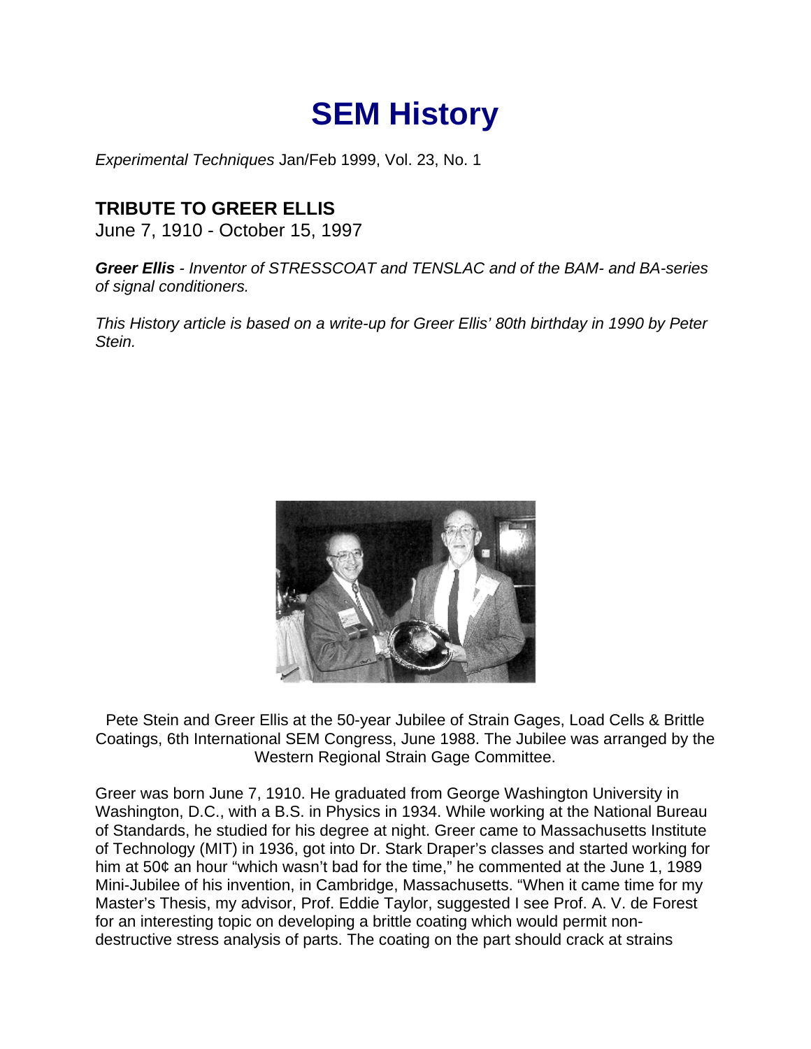# SEM History

*Experimental Techniques* Jan/Feb 1999, Vol. 23, No. 1

## TRIBUTE TO GREER ELLIS

June 7, 1910 - October 15, 1997

***Greer Ellis*** *- Inventor of STRESSCOAT and TENSLAC and of the BAM- and BA-series of signal conditioners.*

*This History article is based on a write-up for Greer Ellis' 80th birthday in 1990 by Peter Stein.*

Pete Stein and Greer Ellis at the 50-year Jubilee of Strain Gages, Load Cells & Brittle Coatings, 6th International SEM Congress, June 1988. The Jubilee was arranged by the Western Regional Strain Gage Committee.

Greer was born June 7, 1910. He graduated from George Washington University in Washington, D.C., with a B.S. in Physics in 1934. While working at the National Bureau of Standards, he studied for his degree at night. Greer came to Massachusetts Institute of Technology (MIT) in 1936, got into Dr. Stark Draper's classes and started working for him at 50¢ an hour "which wasn't bad for the time," he commented at the June 1, 1989 Mini-Jubilee of his invention, in Cambridge, Massachusetts. "When it came time for my Master's Thesis, my advisor, Prof. Eddie Taylor, suggested I see Prof. A. V. de Forest for an interesting topic on developing a brittle coating which would permit non-destructive stress analysis of parts. The coating on the part should crack at strains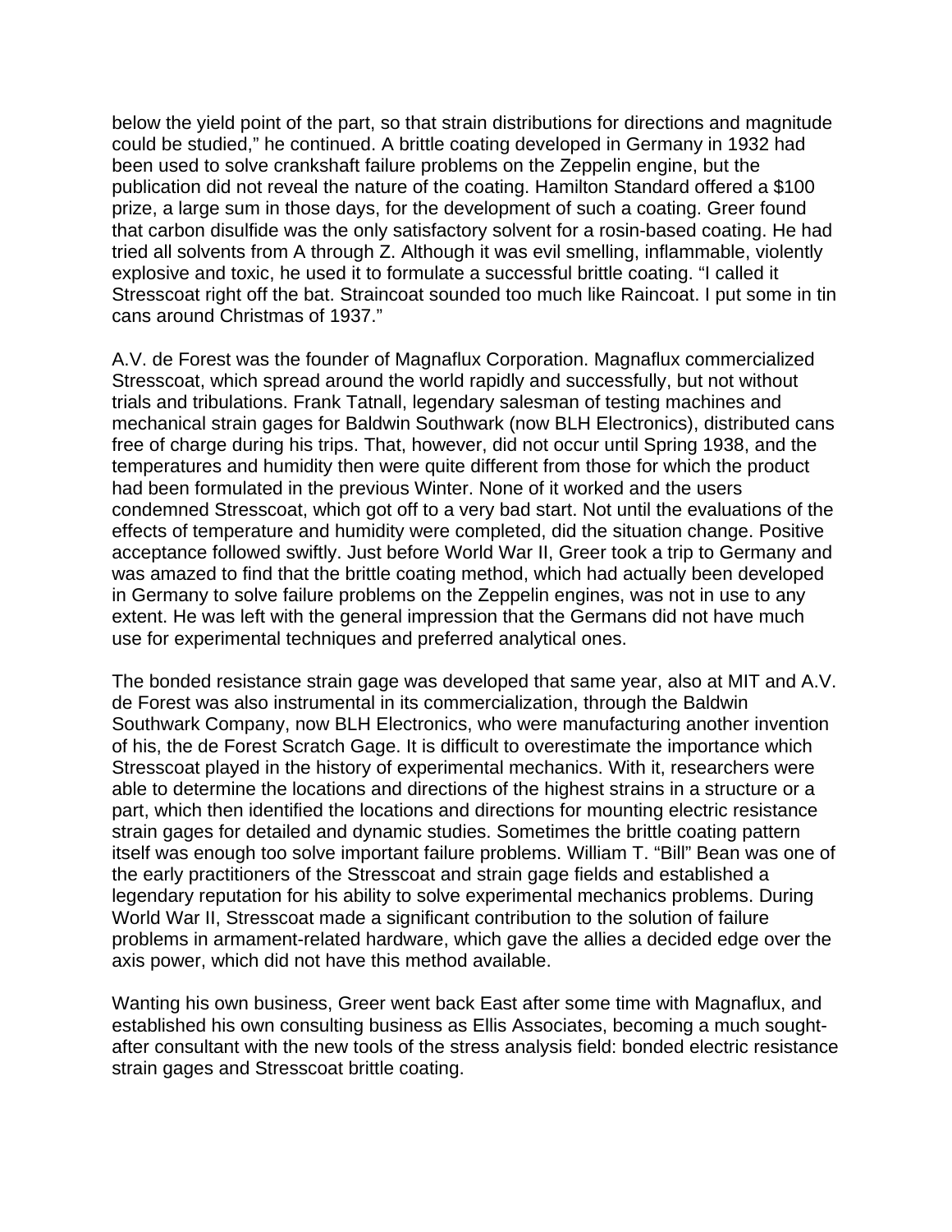below the yield point of the part, so that strain distributions for directions and magnitude could be studied," he continued. A brittle coating developed in Germany in 1932 had been used to solve crankshaft failure problems on the Zeppelin engine, but the publication did not reveal the nature of the coating. Hamilton Standard offered a $100 prize, a large sum in those days, for the development of such a coating. Greer found that carbon disulfide was the only satisfactory solvent for a rosin-based coating. He had tried all solvents from A through Z. Although it was evil smelling, inflammable, violently explosive and toxic, he used it to formulate a successful brittle coating. "I called it Stresscoat right off the bat. Straincoat sounded too much like Raincoat. I put some in tin cans around Christmas of 1937."

A.V. de Forest was the founder of Magnaflux Corporation. Magnaflux commercialized Stresscoat, which spread around the world rapidly and successfully, but not without trials and tribulations. Frank Tatnall, legendary salesman of testing machines and mechanical strain gages for Baldwin Southwark (now BLH Electronics), distributed cans free of charge during his trips. That, however, did not occur until Spring 1938, and the temperatures and humidity then were quite different from those for which the product had been formulated in the previous Winter. None of it worked and the users condemned Stresscoat, which got off to a very bad start. Not until the evaluations of the effects of temperature and humidity were completed, did the situation change. Positive acceptance followed swiftly. Just before World War II, Greer took a trip to Germany and was amazed to find that the brittle coating method, which had actually been developed in Germany to solve failure problems on the Zeppelin engines, was not in use to any extent. He was left with the general impression that the Germans did not have much use for experimental techniques and preferred analytical ones.

The bonded resistance strain gage was developed that same year, also at MIT and A.V. de Forest was also instrumental in its commercialization, through the Baldwin Southwark Company, now BLH Electronics, who were manufacturing another invention of his, the de Forest Scratch Gage. It is difficult to overestimate the importance which Stresscoat played in the history of experimental mechanics. With it, researchers were able to determine the locations and directions of the highest strains in a structure or a part, which then identified the locations and directions for mounting electric resistance strain gages for detailed and dynamic studies. Sometimes the brittle coating pattern itself was enough too solve important failure problems. William T. "Bill" Bean was one of the early practitioners of the Stresscoat and strain gage fields and established a legendary reputation for his ability to solve experimental mechanics problems. During World War II, Stresscoat made a significant contribution to the solution of failure problems in armament-related hardware, which gave the allies a decided edge over the axis power, which did not have this method available.

Wanting his own business, Greer went back East after some time with Magnaflux, and established his own consulting business as Ellis Associates, becoming a much sought-after consultant with the new tools of the stress analysis field: bonded electric resistance strain gages and Stresscoat brittle coating.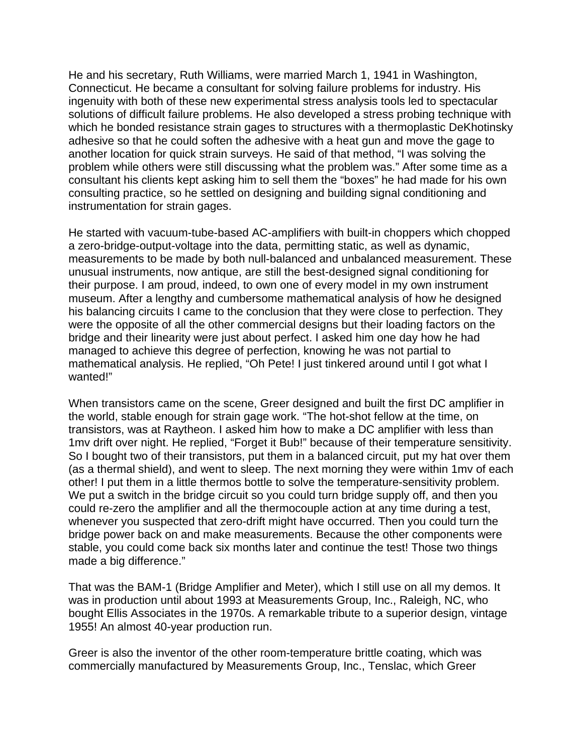He and his secretary, Ruth Williams, were married March 1, 1941 in Washington, Connecticut. He became a consultant for solving failure problems for industry. His ingenuity with both of these new experimental stress analysis tools led to spectacular solutions of difficult failure problems. He also developed a stress probing technique with which he bonded resistance strain gages to structures with a thermoplastic DeKhotinsky adhesive so that he could soften the adhesive with a heat gun and move the gage to another location for quick strain surveys. He said of that method, “I was solving the problem while others were still discussing what the problem was.” After some time as a consultant his clients kept asking him to sell them the “boxes” he had made for his own consulting practice, so he settled on designing and building signal conditioning and instrumentation for strain gages.

He started with vacuum-tube-based AC-amplifiers with built-in choppers which chopped a zero-bridge-output-voltage into the data, permitting static, as well as dynamic, measurements to be made by both null-balanced and unbalanced measurement. These unusual instruments, now antique, are still the best-designed signal conditioning for their purpose. I am proud, indeed, to own one of every model in my own instrument museum. After a lengthy and cumbersome mathematical analysis of how he designed his balancing circuits I came to the conclusion that they were close to perfection. They were the opposite of all the other commercial designs but their loading factors on the bridge and their linearity were just about perfect. I asked him one day how he had managed to achieve this degree of perfection, knowing he was not partial to mathematical analysis. He replied, “Oh Pete! I just tinkered around until I got what I wanted!”

When transistors came on the scene, Greer designed and built the first DC amplifier in the world, stable enough for strain gage work. “The hot-shot fellow at the time, on transistors, was at Raytheon. I asked him how to make a DC amplifier with less than 1mv drift over night. He replied, “Forget it Bub!” because of their temperature sensitivity. So I bought two of their transistors, put them in a balanced circuit, put my hat over them (as a thermal shield), and went to sleep. The next morning they were within 1mv of each other! I put them in a little thermos bottle to solve the temperature-sensitivity problem. We put a switch in the bridge circuit so you could turn bridge supply off, and then you could re-zero the amplifier and all the thermocouple action at any time during a test, whenever you suspected that zero-drift might have occurred. Then you could turn the bridge power back on and make measurements. Because the other components were stable, you could come back six months later and continue the test! Those two things made a big difference.”

That was the BAM-1 (Bridge Amplifier and Meter), which I still use on all my demos. It was in production until about 1993 at Measurements Group, Inc., Raleigh, NC, who bought Ellis Associates in the 1970s. A remarkable tribute to a superior design, vintage 1955! An almost 40-year production run.

Greer is also the inventor of the other room-temperature brittle coating, which was commercially manufactured by Measurements Group, Inc., Tenslac, which Greer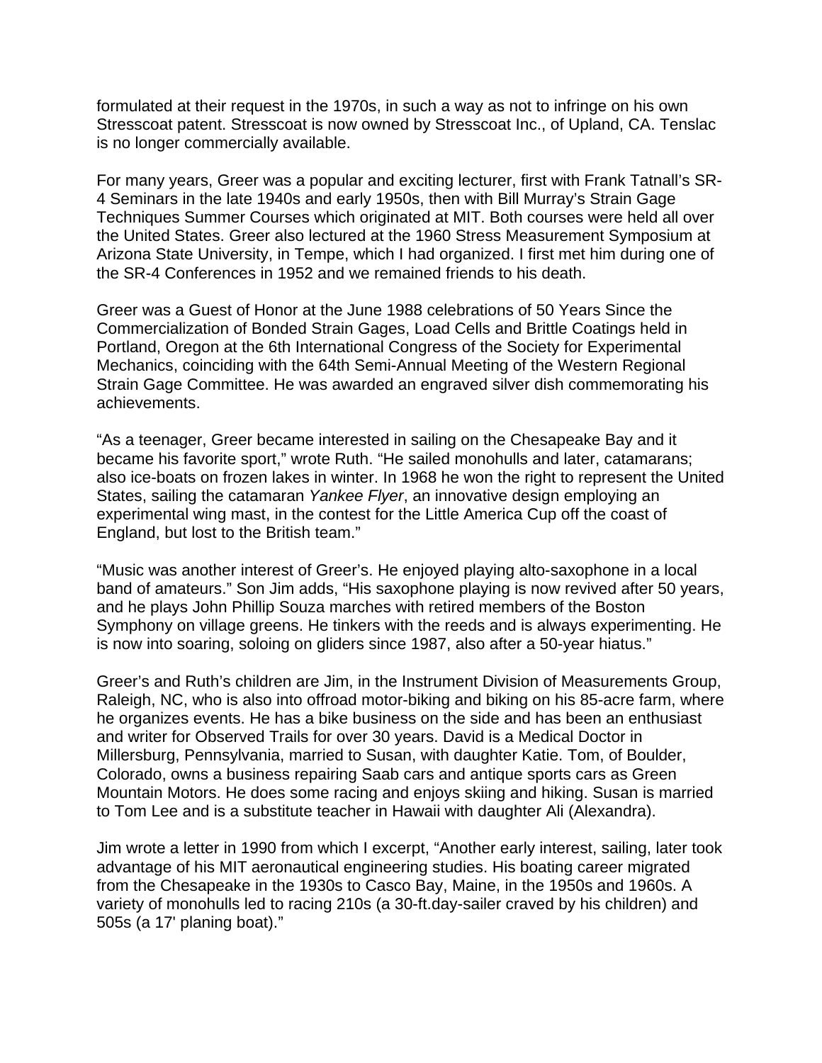formulated at their request in the 1970s, in such a way as not to infringe on his own Stresscoat patent. Stresscoat is now owned by Stresscoat Inc., of Upland, CA. Tenslac is no longer commercially available.

For many years, Greer was a popular and exciting lecturer, first with Frank Tatnall's SR-4 Seminars in the late 1940s and early 1950s, then with Bill Murray's Strain Gage Techniques Summer Courses which originated at MIT. Both courses were held all over the United States. Greer also lectured at the 1960 Stress Measurement Symposium at Arizona State University, in Tempe, which I had organized. I first met him during one of the SR-4 Conferences in 1952 and we remained friends to his death.

Greer was a Guest of Honor at the June 1988 celebrations of 50 Years Since the Commercialization of Bonded Strain Gages, Load Cells and Brittle Coatings held in Portland, Oregon at the 6th International Congress of the Society for Experimental Mechanics, coinciding with the 64th Semi-Annual Meeting of the Western Regional Strain Gage Committee. He was awarded an engraved silver dish commemorating his achievements.

"As a teenager, Greer became interested in sailing on the Chesapeake Bay and it became his favorite sport," wrote Ruth. "He sailed monohulls and later, catamarans; also ice-boats on frozen lakes in winter. In 1968 he won the right to represent the United States, sailing the catamaran *Yankee Flyer*, an innovative design employing an experimental wing mast, in the contest for the Little America Cup off the coast of England, but lost to the British team."

"Music was another interest of Greer's. He enjoyed playing alto-saxophone in a local band of amateurs." Son Jim adds, "His saxophone playing is now revived after 50 years, and he plays John Phillip Souza marches with retired members of the Boston Symphony on village greens. He tinkers with the reeds and is always experimenting. He is now into soaring, soloing on gliders since 1987, also after a 50-year hiatus."

Greer's and Ruth's children are Jim, in the Instrument Division of Measurements Group, Raleigh, NC, who is also into offroad motor-biking and biking on his 85-acre farm, where he organizes events. He has a bike business on the side and has been an enthusiast and writer for Observed Trails for over 30 years. David is a Medical Doctor in Millersburg, Pennsylvania, married to Susan, with daughter Katie. Tom, of Boulder, Colorado, owns a business repairing Saab cars and antique sports cars as Green Mountain Motors. He does some racing and enjoys skiing and hiking. Susan is married to Tom Lee and is a substitute teacher in Hawaii with daughter Ali (Alexandra).

Jim wrote a letter in 1990 from which I excerpt, "Another early interest, sailing, later took advantage of his MIT aeronautical engineering studies. His boating career migrated from the Chesapeake in the 1930s to Casco Bay, Maine, in the 1950s and 1960s. A variety of monohulls led to racing 210s (a 30-ft.day-sailer craved by his children) and 505s (a 17' planing boat)."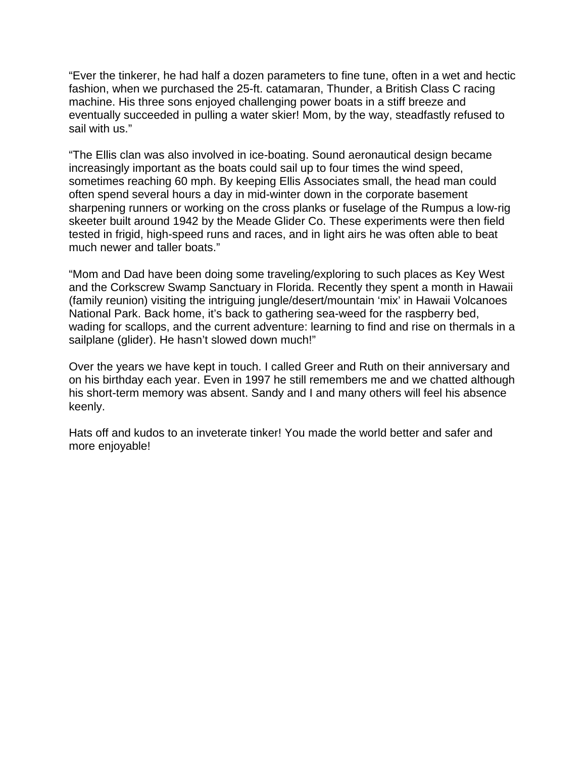"Ever the tinkerer, he had half a dozen parameters to fine tune, often in a wet and hectic fashion, when we purchased the 25-ft. catamaran, Thunder, a British Class C racing machine. His three sons enjoyed challenging power boats in a stiff breeze and eventually succeeded in pulling a water skier! Mom, by the way, steadfastly refused to sail with us."

"The Ellis clan was also involved in ice-boating. Sound aeronautical design became increasingly important as the boats could sail up to four times the wind speed, sometimes reaching 60 mph. By keeping Ellis Associates small, the head man could often spend several hours a day in mid-winter down in the corporate basement sharpening runners or working on the cross planks or fuselage of the Rumpus a low-rig skeeter built around 1942 by the Meade Glider Co. These experiments were then field tested in frigid, high-speed runs and races, and in light airs he was often able to beat much newer and taller boats."

"Mom and Dad have been doing some traveling/exploring to such places as Key West and the Corkscrew Swamp Sanctuary in Florida. Recently they spent a month in Hawaii (family reunion) visiting the intriguing jungle/desert/mountain 'mix' in Hawaii Volcanoes National Park. Back home, it's back to gathering sea-weed for the raspberry bed, wading for scallops, and the current adventure: learning to find and rise on thermals in a sailplane (glider). He hasn't slowed down much!"

Over the years we have kept in touch. I called Greer and Ruth on their anniversary and on his birthday each year. Even in 1997 he still remembers me and we chatted although his short-term memory was absent. Sandy and I and many others will feel his absence keenly.

Hats off and kudos to an inveterate tinker! You made the world better and safer and more enjoyable!